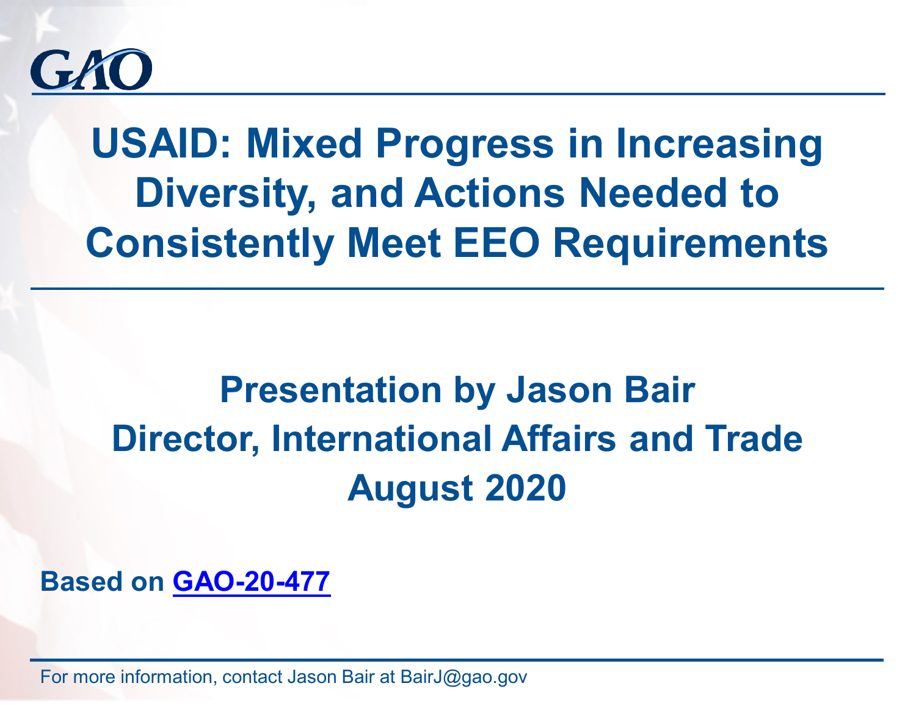GAO

# USAID: Mixed Progress in Increasing Diversity, and Actions Needed to Consistently Meet EEO Requirements

## Presentation by Jason Bair
## Director, International Affairs and Trade
## August 2020

**Based on GAO-20-477**

For more information, contact Jason Bair at BairJ@gao.gov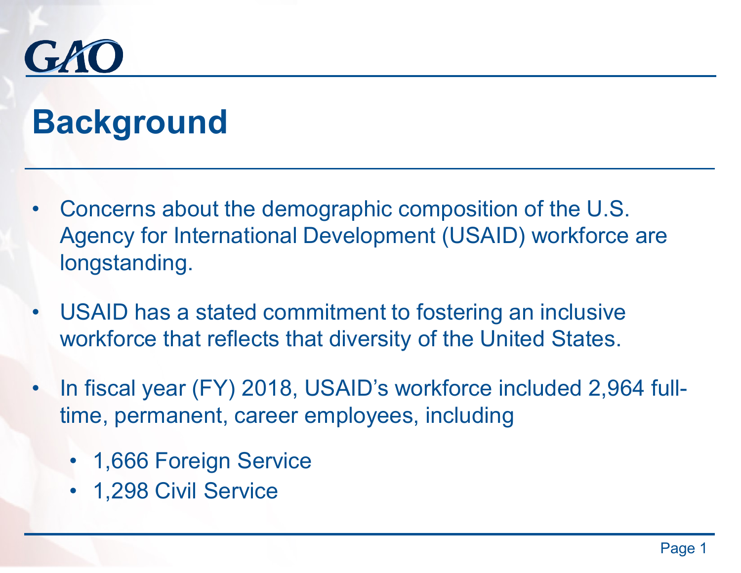# Background

- Concerns about the demographic composition of the U.S. Agency for International Development (USAID) workforce are longstanding.
- USAID has a stated commitment to fostering an inclusive workforce that reflects that diversity of the United States.
- In fiscal year (FY) 2018, USAID's workforce included 2,964 full-time, permanent, career employees, including
  - 1,666 Foreign Service
  - 1,298 Civil Service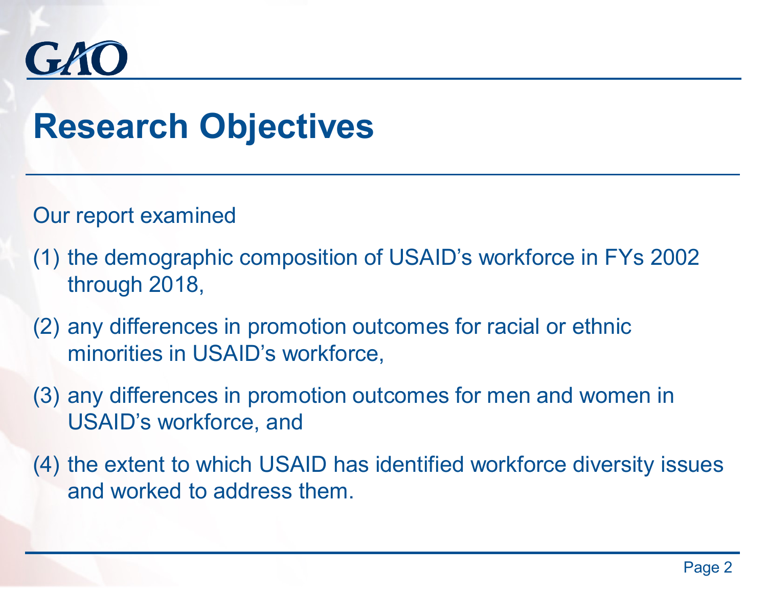# Research Objectives

Our report examined

1. the demographic composition of USAID's workforce in FYs 2002 through 2018,
2. any differences in promotion outcomes for racial or ethnic minorities in USAID's workforce,
3. any differences in promotion outcomes for men and women in USAID's workforce, and
4. the extent to which USAID has identified workforce diversity issues and worked to address them.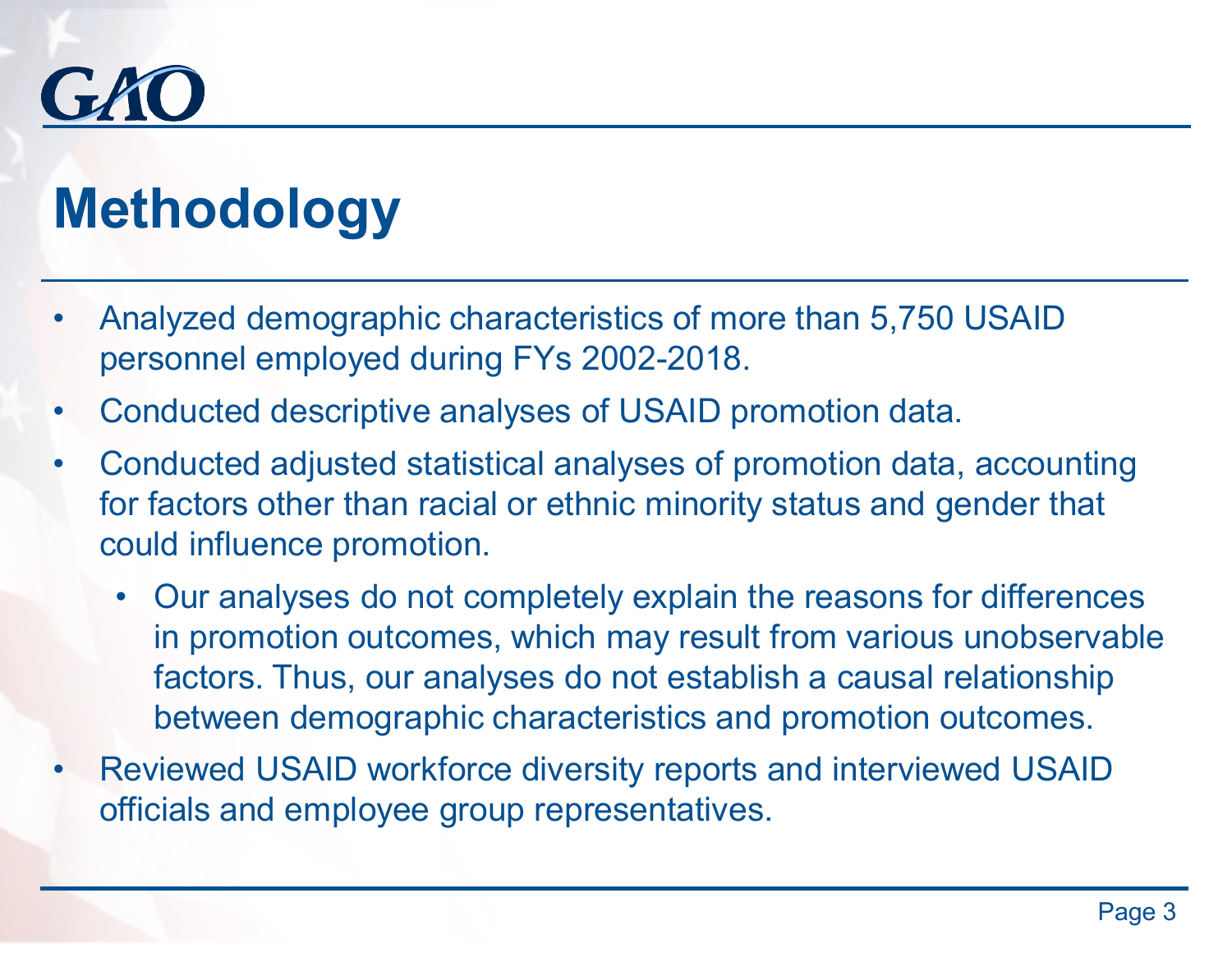# Methodology

- Analyzed demographic characteristics of more than 5,750 USAID personnel employed during FYs 2002-2018.
- Conducted descriptive analyses of USAID promotion data.
- Conducted adjusted statistical analyses of promotion data, accounting for factors other than racial or ethnic minority status and gender that could influence promotion.
  - Our analyses do not completely explain the reasons for differences in promotion outcomes, which may result from various unobservable factors. Thus, our analyses do not establish a causal relationship between demographic characteristics and promotion outcomes.
- Reviewed USAID workforce diversity reports and interviewed USAID officials and employee group representatives.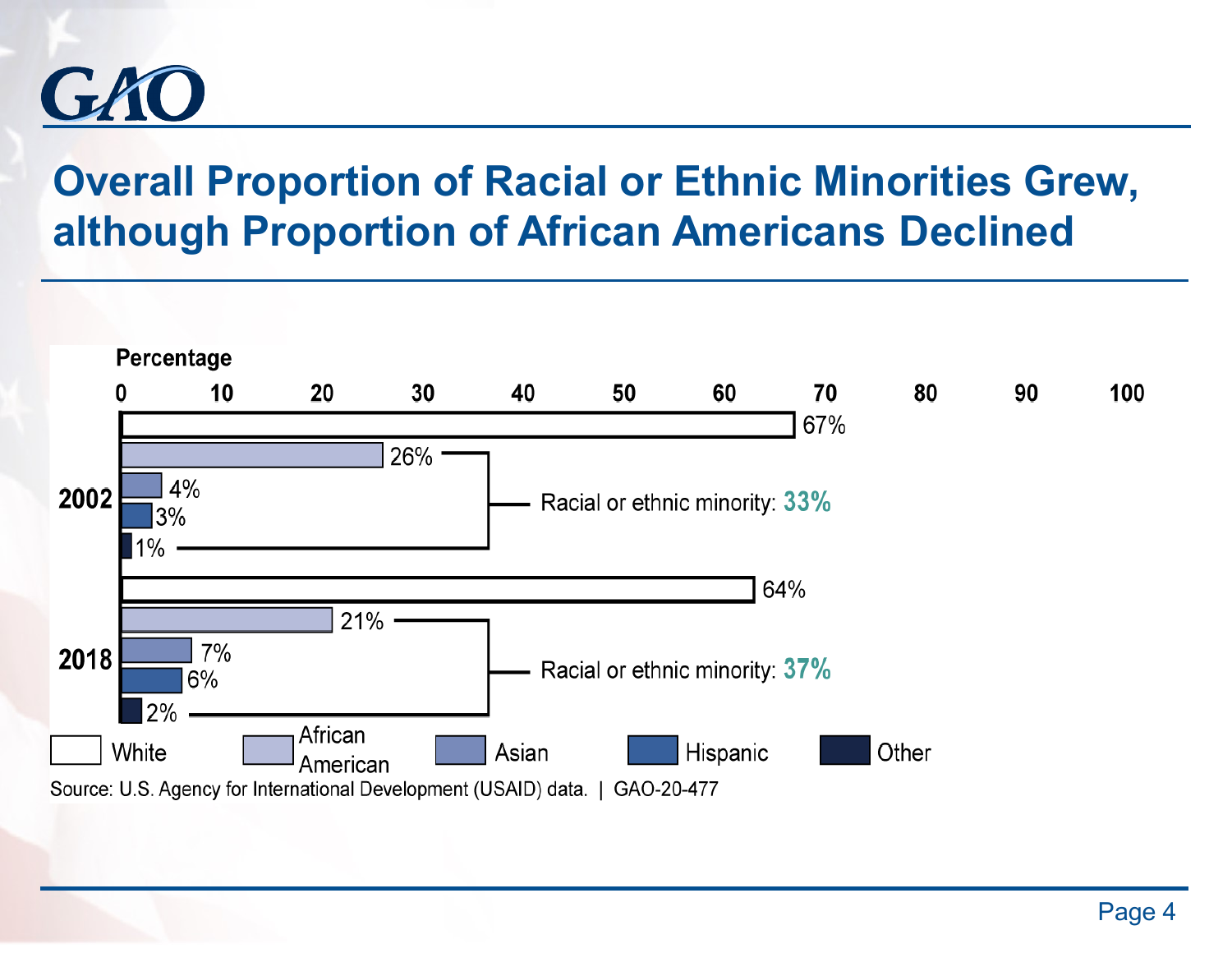# Overall Proportion of Racial or Ethnic Minorities Grew, although Proportion of African Americans Declined

| Year | White | African American | Asian | Hispanic | Other | Racial or ethnic minority |
|---|---|---|---|---|---|---|
| 2002 | 67% | 26% | 4% | 3% | 1% | 33% |
| 2018 | 64% | 21% | 7% | 6% | 2% | 37% |

Source: U.S. Agency for International Development (USAID) data. | GAO-20-477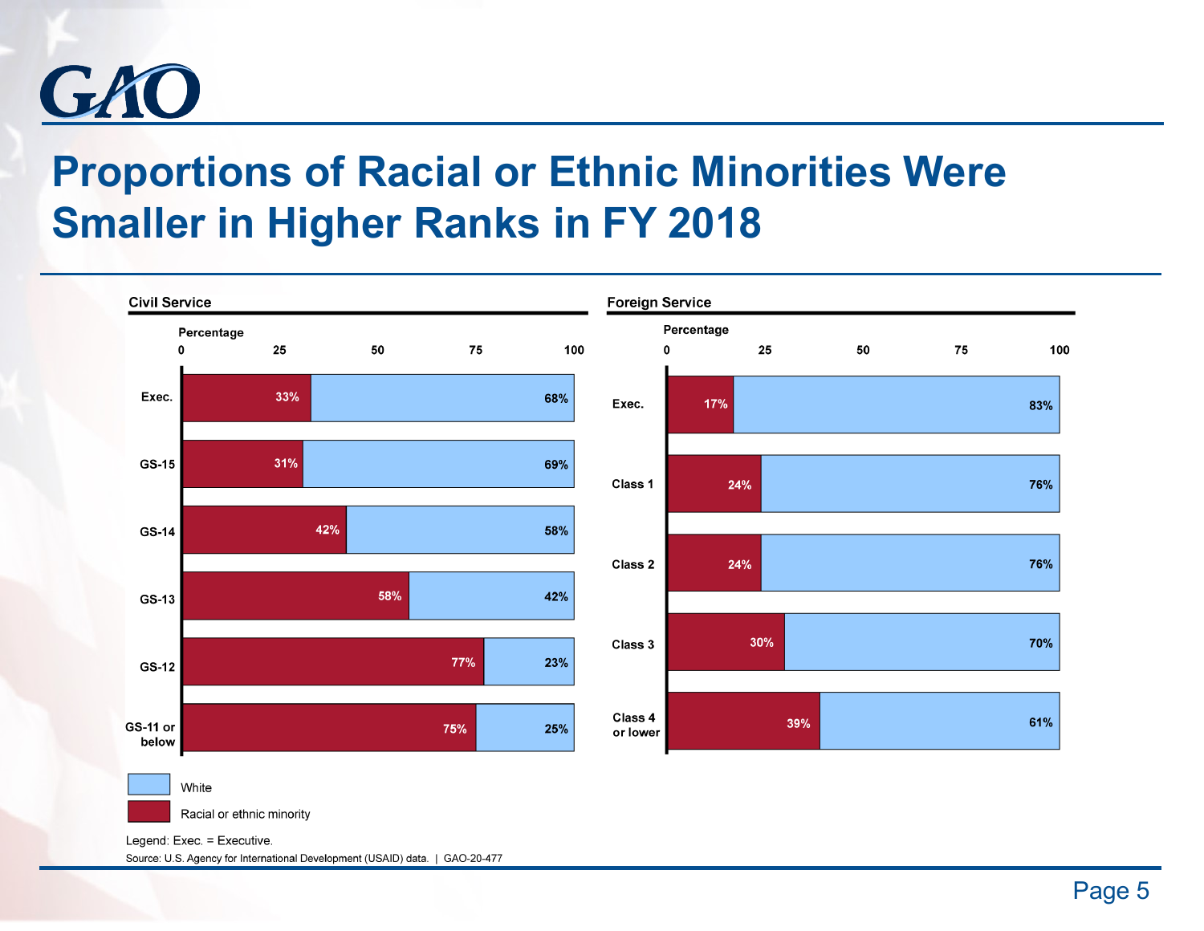# Proportions of Racial or Ethnic Minorities Were Smaller in Higher Ranks in FY 2018

**Civil Service**

| Rank | Racial or ethnic minority | White |
|---|---|---|
| Exec. | 33% | 68% |
| GS-15 | 31% | 69% |
| GS-14 | 42% | 58% |
| GS-13 | 58% | 42% |
| GS-12 | 77% | 23% |
| GS-11 or below | 75% | 25% |

**Foreign Service**

| Rank | Racial or ethnic minority | White |
|---|---|---|
| Exec. | 17% | 83% |
| Class 1 | 24% | 76% |
| Class 2 | 24% | 76% |
| Class 3 | 30% | 70% |
| Class 4 or lower | 39% | 61% |

Legend: Exec. = Executive.

Source: U.S. Agency for International Development (USAID) data. | GAO-20-477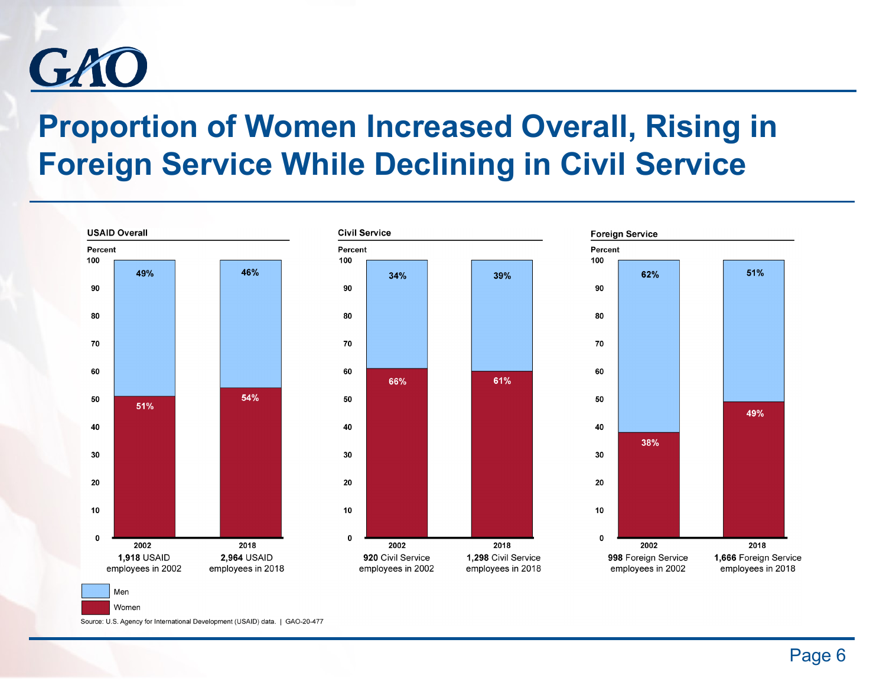# Proportion of Women Increased Overall, Rising in Foreign Service While Declining in Civil Service

**USAID Overall**

| Percent | 2002 | 2018 |
|---|---|---|
| Men | 49% | 46% |
| Women | 51% | 54% |
| | **1,918** USAID employees in 2002 | **2,964** USAID employees in 2018 |

**Civil Service**

| Percent | 2002 | 2018 |
|---|---|---|
| Men | 34% | 39% |
| Women | 66% | 61% |
| | **920** Civil Service employees in 2002 | **1,298** Civil Service employees in 2018 |

**Foreign Service**

| Percent | 2002 | 2018 |
|---|---|---|
| Men | 62% | 51% |
| Women | 38% | 49% |
| | **998** Foreign Service employees in 2002 | **1,666** Foreign Service employees in 2018 |

Source: U.S. Agency for International Development (USAID) data. | GAO-20-477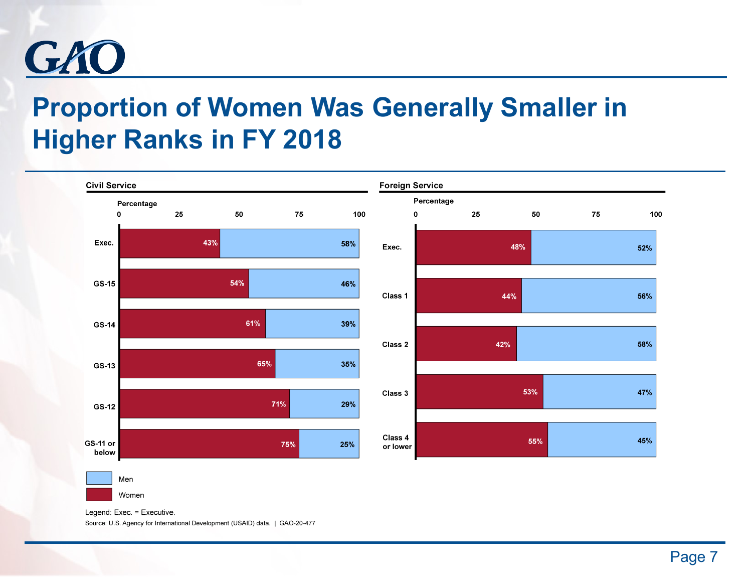# Proportion of Women Was Generally Smaller in Higher Ranks in FY 2018

**Civil Service**

| Rank | Women (%) | Men (%) |
|---|---|---|
| Exec. | 43% | 58% |
| GS-15 | 54% | 46% |
| GS-14 | 61% | 39% |
| GS-13 | 65% | 35% |
| GS-12 | 71% | 29% |
| GS-11 or below | 75% | 25% |

**Foreign Service**

| Rank | Women (%) | Men (%) |
|---|---|---|
| Exec. | 48% | 52% |
| Class 1 | 44% | 56% |
| Class 2 | 42% | 58% |
| Class 3 | 53% | 47% |
| Class 4 or lower | 55% | 45% |

Legend: Exec. = Executive.

Source: U.S. Agency for International Development (USAID) data. | GAO-20-477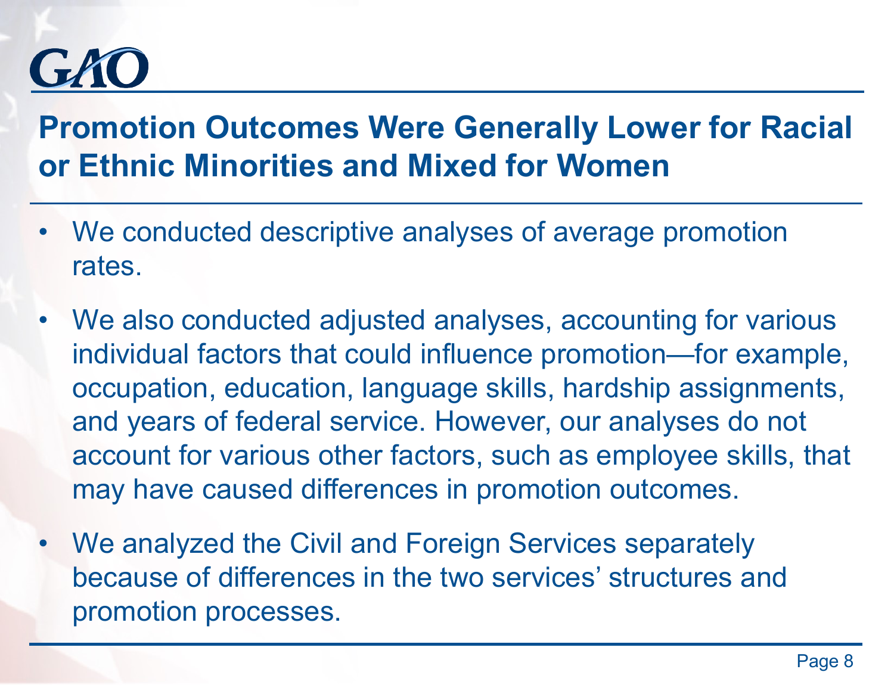## Promotion Outcomes Were Generally Lower for Racial or Ethnic Minorities and Mixed for Women

- We conducted descriptive analyses of average promotion rates.
- We also conducted adjusted analyses, accounting for various individual factors that could influence promotion—for example, occupation, education, language skills, hardship assignments, and years of federal service. However, our analyses do not account for various other factors, such as employee skills, that may have caused differences in promotion outcomes.
- We analyzed the Civil and Foreign Services separately because of differences in the two services' structures and promotion processes.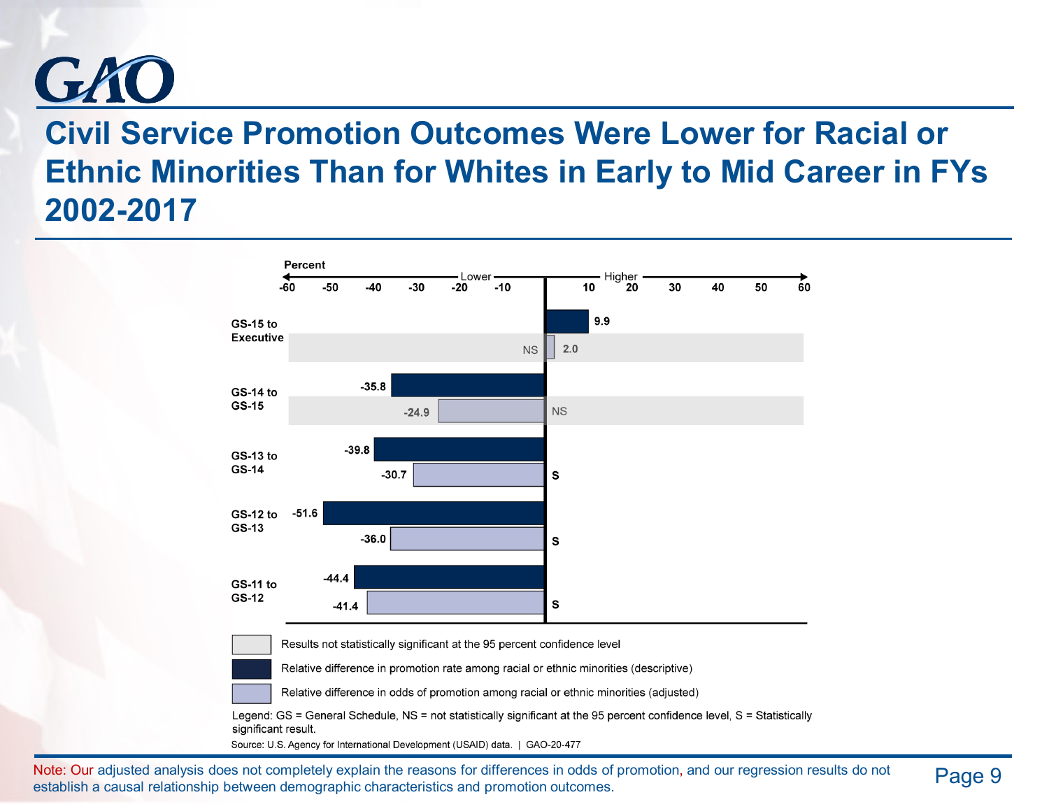# Civil Service Promotion Outcomes Were Lower for Racial or Ethnic Minorities Than for Whites in Early to Mid Career in FYs 2002-2017

| Grade transition | Relative difference in promotion rate among racial or ethnic minorities (descriptive) (Percent) | Relative difference in odds of promotion among racial or ethnic minorities (adjusted) (Percent) | Significance |
|---|---|---|---|
| GS-15 to Executive | 9.9 | 2.0 | NS |
| GS-14 to GS-15 | -35.8 | -24.9 | NS |
| GS-13 to GS-14 | -39.8 | -30.7 | S |
| GS-12 to GS-13 | -51.6 | -36.0 | S |
| GS-11 to GS-12 | -44.4 | -41.4 | S |

Results not statistically significant at the 95 percent confidence level

Relative difference in promotion rate among racial or ethnic minorities (descriptive)

Relative difference in odds of promotion among racial or ethnic minorities (adjusted)

Legend: GS = General Schedule, NS = not statistically significant at the 95 percent confidence level, S = Statistically significant result.

Source: U.S. Agency for International Development (USAID) data. | GAO-20-477

Note: Our adjusted analysis does not completely explain the reasons for differences in odds of promotion, and our regression results do not establish a causal relationship between demographic characteristics and promotion outcomes.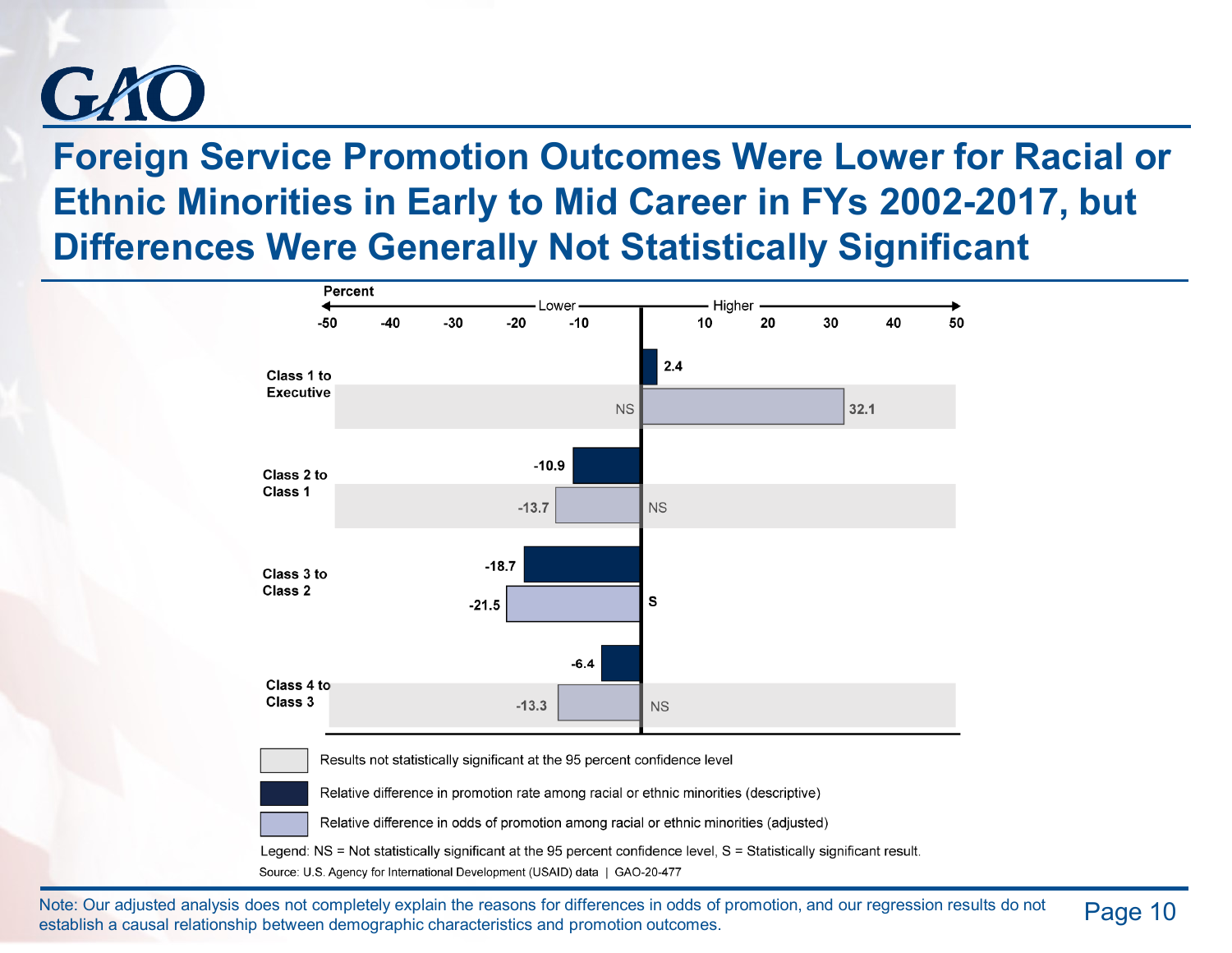# Foreign Service Promotion Outcomes Were Lower for Racial or Ethnic Minorities in Early to Mid Career in FYs 2002-2017, but Differences Were Generally Not Statistically Significant

| Promotion | Relative difference in promotion rate among racial or ethnic minorities (descriptive) (percent) | Relative difference in odds of promotion among racial or ethnic minorities (adjusted) (percent) | Significance |
|---|---|---|---|
| Class 1 to Executive | 2.4 | 32.1 | NS |
| Class 2 to Class 1 | -10.9 | -13.7 | NS |
| Class 3 to Class 2 | -18.7 | -21.5 | S |
| Class 4 to Class 3 | -6.4 | -13.3 | NS |

Results not statistically significant at the 95 percent confidence level

Relative difference in promotion rate among racial or ethnic minorities (descriptive)

Relative difference in odds of promotion among racial or ethnic minorities (adjusted)

Legend: NS = Not statistically significant at the 95 percent confidence level, S = Statistically significant result.

Source: U.S. Agency for International Development (USAID) data | GAO-20-477

Note: Our adjusted analysis does not completely explain the reasons for differences in odds of promotion, and our regression results do not establish a causal relationship between demographic characteristics and promotion outcomes.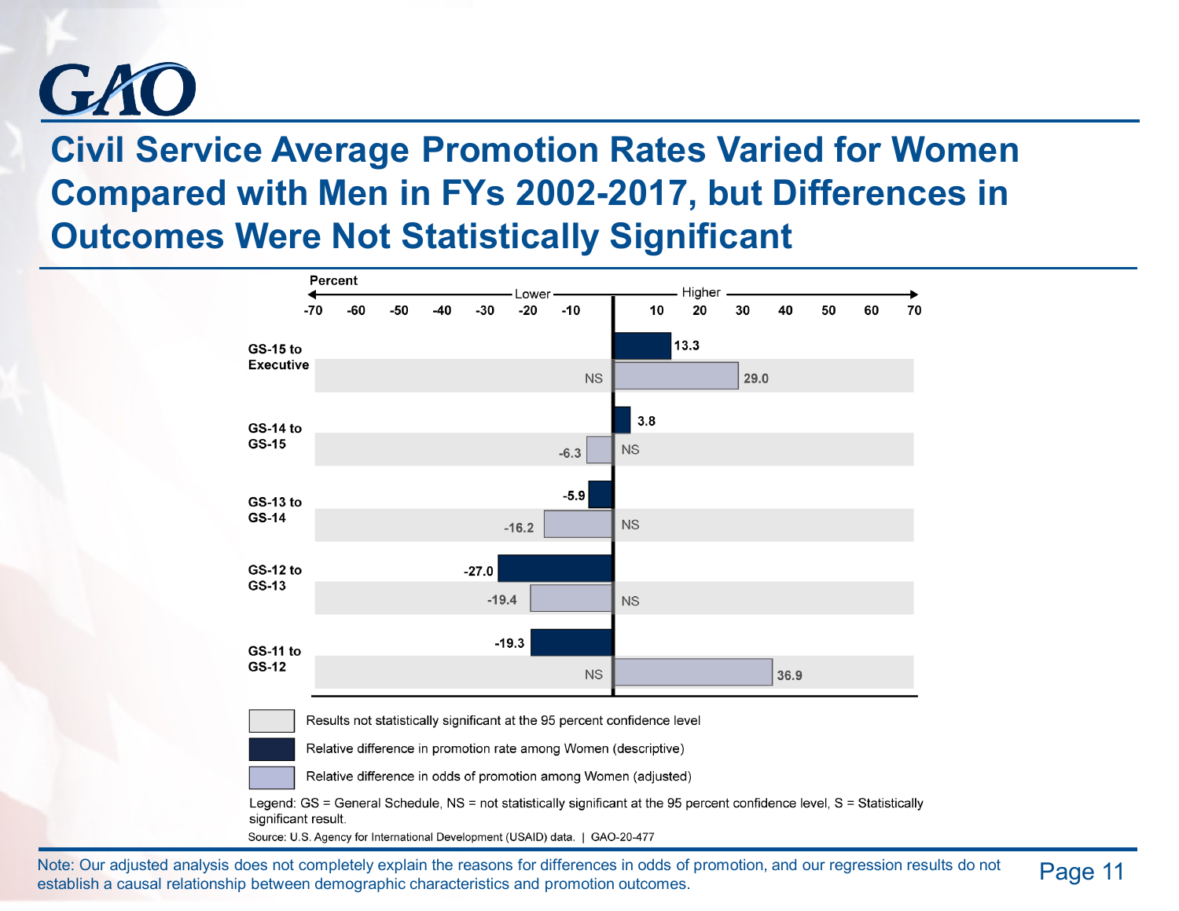# Civil Service Average Promotion Rates Varied for Women Compared with Men in FYs 2002-2017, but Differences in Outcomes Were Not Statistically Significant

Percent (Lower ← → Higher)

| Promotion | Relative difference in promotion rate among Women (descriptive) | Relative difference in odds of promotion among Women (adjusted) |
|---|---|---|
| GS-15 to Executive | 13.3 | 29.0 (NS) |
| GS-14 to GS-15 | 3.8 | -6.3 (NS) |
| GS-13 to GS-14 | -5.9 | -16.2 (NS) |
| GS-12 to GS-13 | -27.0 | -19.4 (NS) |
| GS-11 to GS-12 | -19.3 | 36.9 (NS) |

- Results not statistically significant at the 95 percent confidence level
- Relative difference in promotion rate among Women (descriptive)
- Relative difference in odds of promotion among Women (adjusted)

Legend: GS = General Schedule, NS = not statistically significant at the 95 percent confidence level, S = Statistically significant result.

Source: U.S. Agency for International Development (USAID) data. | GAO-20-477

Note: Our adjusted analysis does not completely explain the reasons for differences in odds of promotion, and our regression results do not establish a causal relationship between demographic characteristics and promotion outcomes.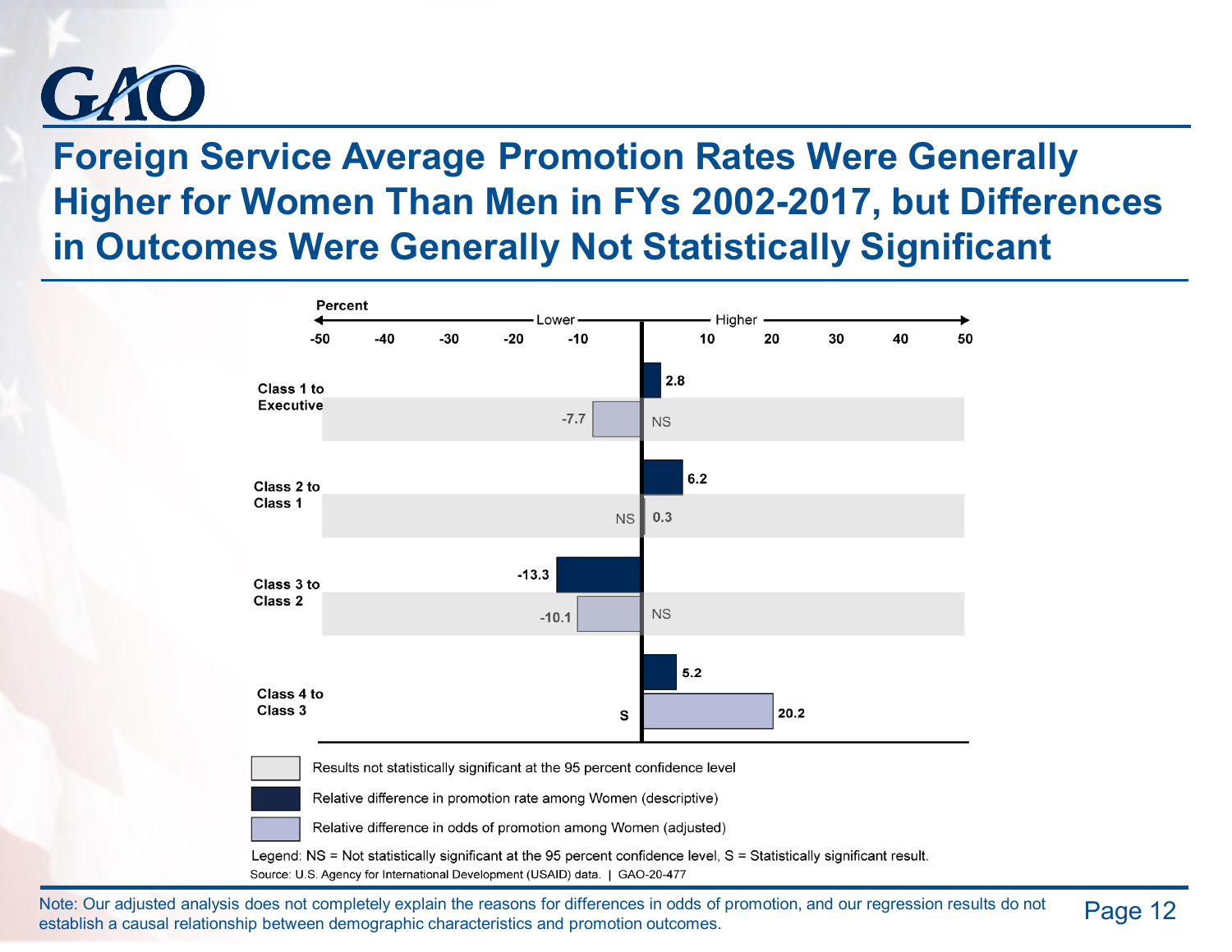# Foreign Service Average Promotion Rates Were Generally Higher for Women Than Men in FYs 2002-2017, but Differences in Outcomes Were Generally Not Statistically Significant

| Promotion | Relative difference in promotion rate among Women (descriptive) | Relative difference in odds of promotion among Women (adjusted) | Significance (adjusted) |
| --- | --- | --- | --- |
| Class 1 to Executive | 2.8 | -7.7 | NS |
| Class 2 to Class 1 | 6.2 | 0.3 | NS |
| Class 3 to Class 2 | -13.3 | -10.1 | NS |
| Class 4 to Class 3 | 5.2 | 20.2 | S |

Percent (Lower ← → Higher)

Results not statistically significant at the 95 percent confidence level

Relative difference in promotion rate among Women (descriptive)

Relative difference in odds of promotion among Women (adjusted)

Legend: NS = Not statistically significant at the 95 percent confidence level, S = Statistically significant result.

Source: U.S. Agency for International Development (USAID) data. | GAO-20-477

Note: Our adjusted analysis does not completely explain the reasons for differences in odds of promotion, and our regression results do not establish a causal relationship between demographic characteristics and promotion outcomes.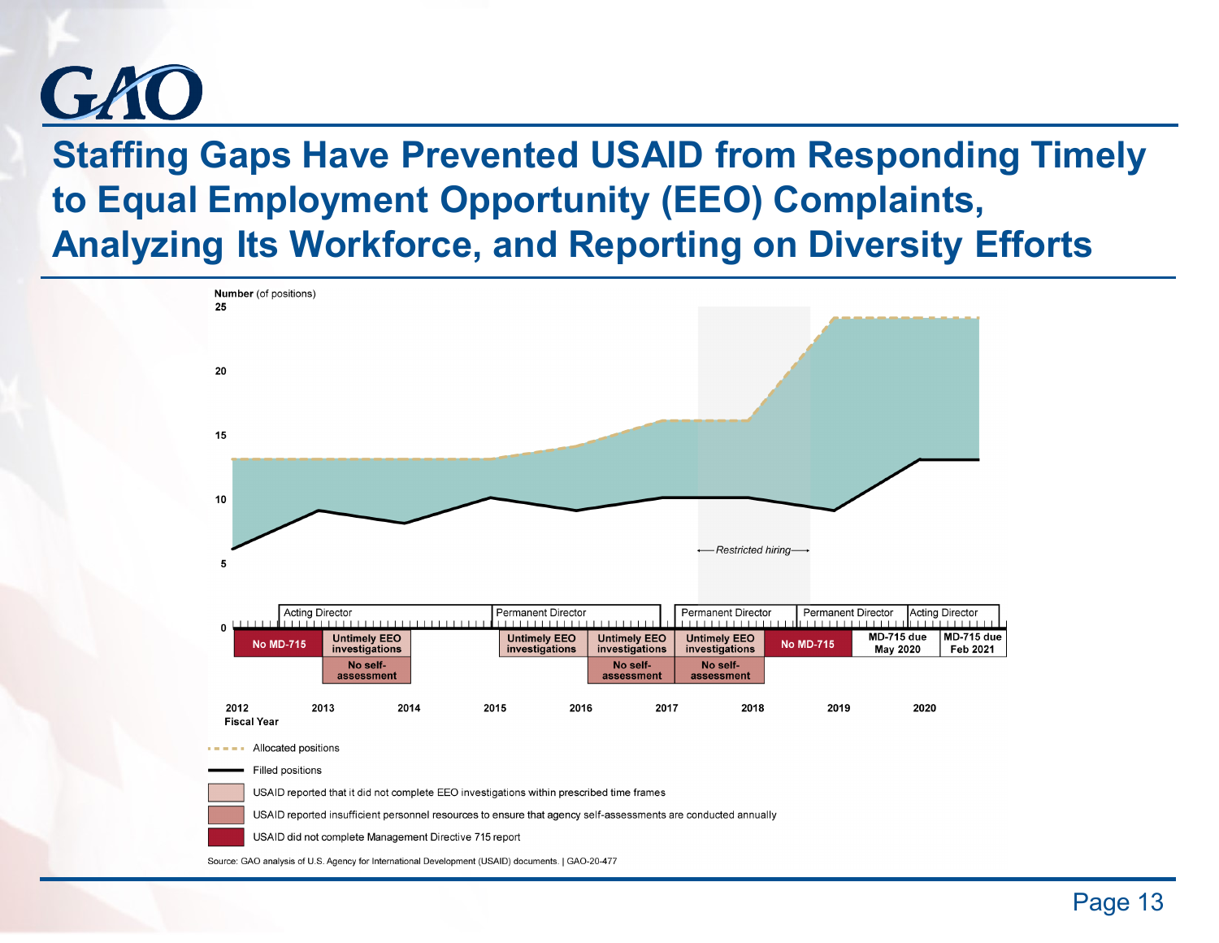# Staffing Gaps Have Prevented USAID from Responding Timely to Equal Employment Opportunity (EEO) Complaints, Analyzing Its Workforce, and Reporting on Diversity Efforts

**Number** (of positions)

25

20

15

10

5

0

*Restricted hiring*

Acting Director | Permanent Director | Permanent Director | Permanent Director | Acting Director

No MD-715 | Untimely EEO investigations | Untimely EEO investigations | Untimely EEO investigations | Untimely EEO investigations | No MD-715 | MD-715 due May 2020 | MD-715 due Feb 2021

No self-assessment | No self-assessment | No self-assessment

2012 2013 2014 2015 2016 2017 2018 2019 2020

**Fiscal Year**

Allocated positions

Filled positions

USAID reported that it did not complete EEO investigations within prescribed time frames

USAID reported insufficient personnel resources to ensure that agency self-assessments are conducted annually

USAID did not complete Management Directive 715 report

Source: GAO analysis of U.S. Agency for International Development (USAID) documents. | GAO-20-477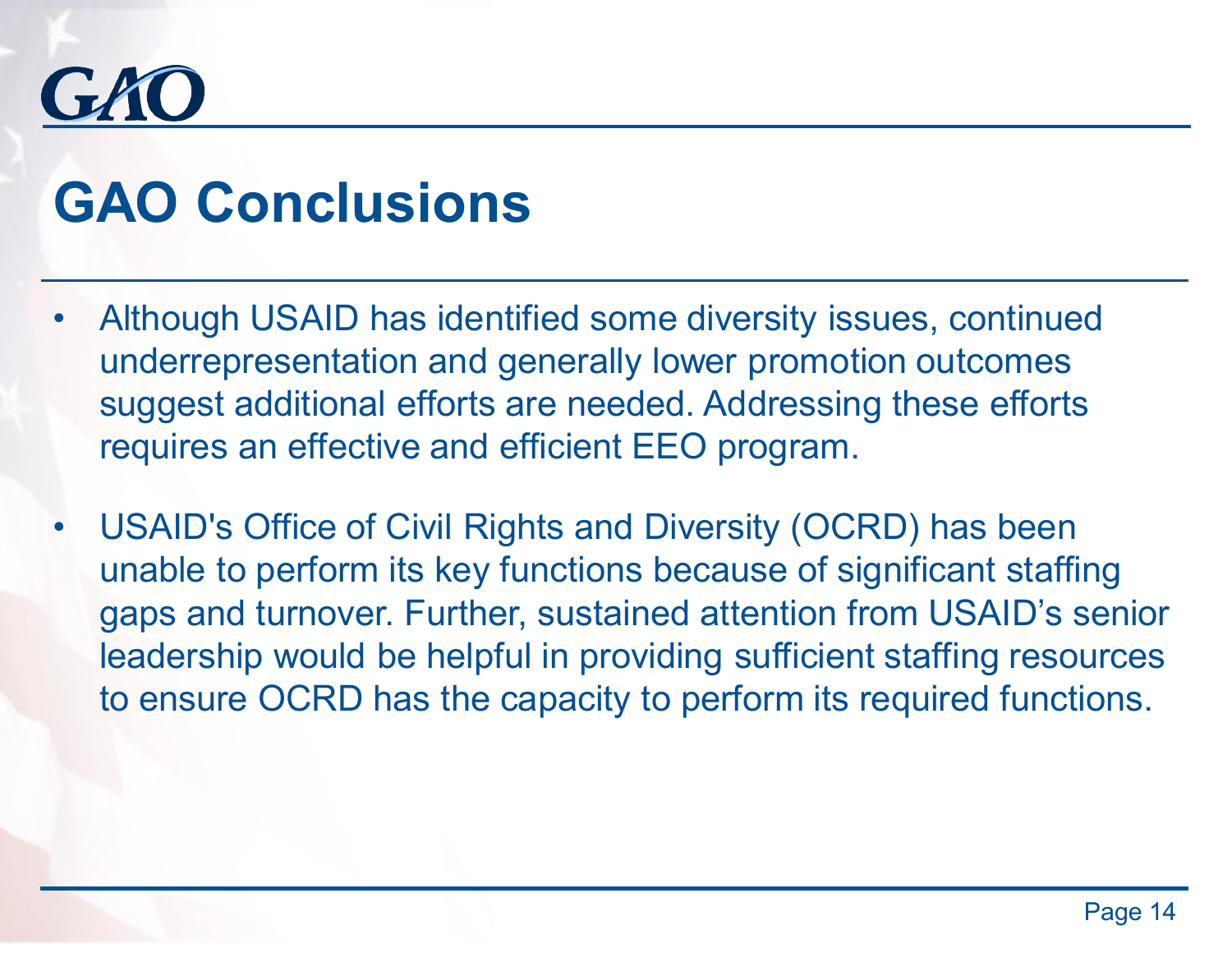# GAO Conclusions

- Although USAID has identified some diversity issues, continued underrepresentation and generally lower promotion outcomes suggest additional efforts are needed. Addressing these efforts requires an effective and efficient EEO program.
- USAID's Office of Civil Rights and Diversity (OCRD) has been unable to perform its key functions because of significant staffing gaps and turnover. Further, sustained attention from USAID's senior leadership would be helpful in providing sufficient staffing resources to ensure OCRD has the capacity to perform its required functions.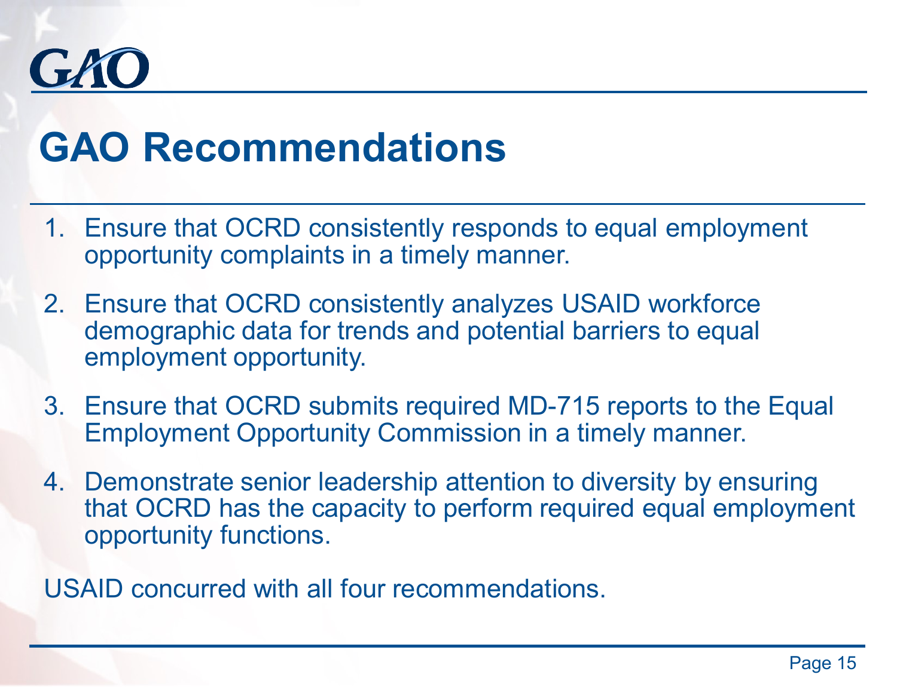# GAO Recommendations

1. Ensure that OCRD consistently responds to equal employment opportunity complaints in a timely manner.
2. Ensure that OCRD consistently analyzes USAID workforce demographic data for trends and potential barriers to equal employment opportunity.
3. Ensure that OCRD submits required MD-715 reports to the Equal Employment Opportunity Commission in a timely manner.
4. Demonstrate senior leadership attention to diversity by ensuring that OCRD has the capacity to perform required equal employment opportunity functions.

USAID concurred with all four recommendations.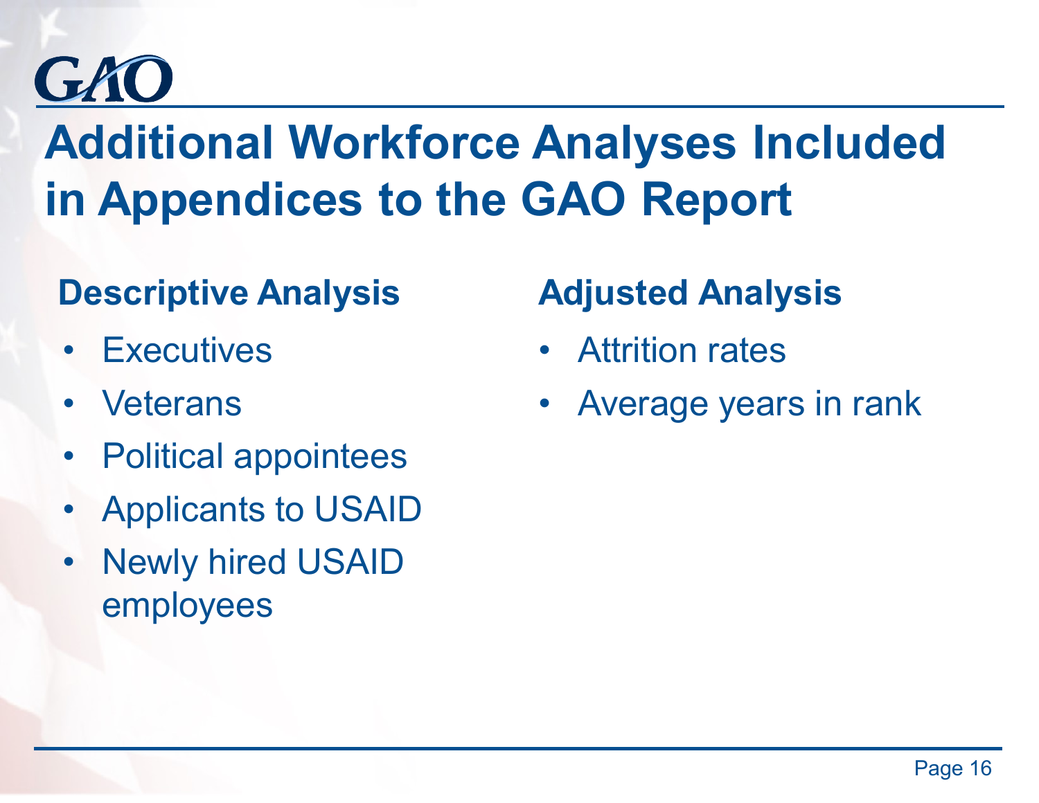# Additional Workforce Analyses Included in Appendices to the GAO Report

## Descriptive Analysis

- Executives
- Veterans
- Political appointees
- Applicants to USAID
- Newly hired USAID employees

## Adjusted Analysis

- Attrition rates
- Average years in rank